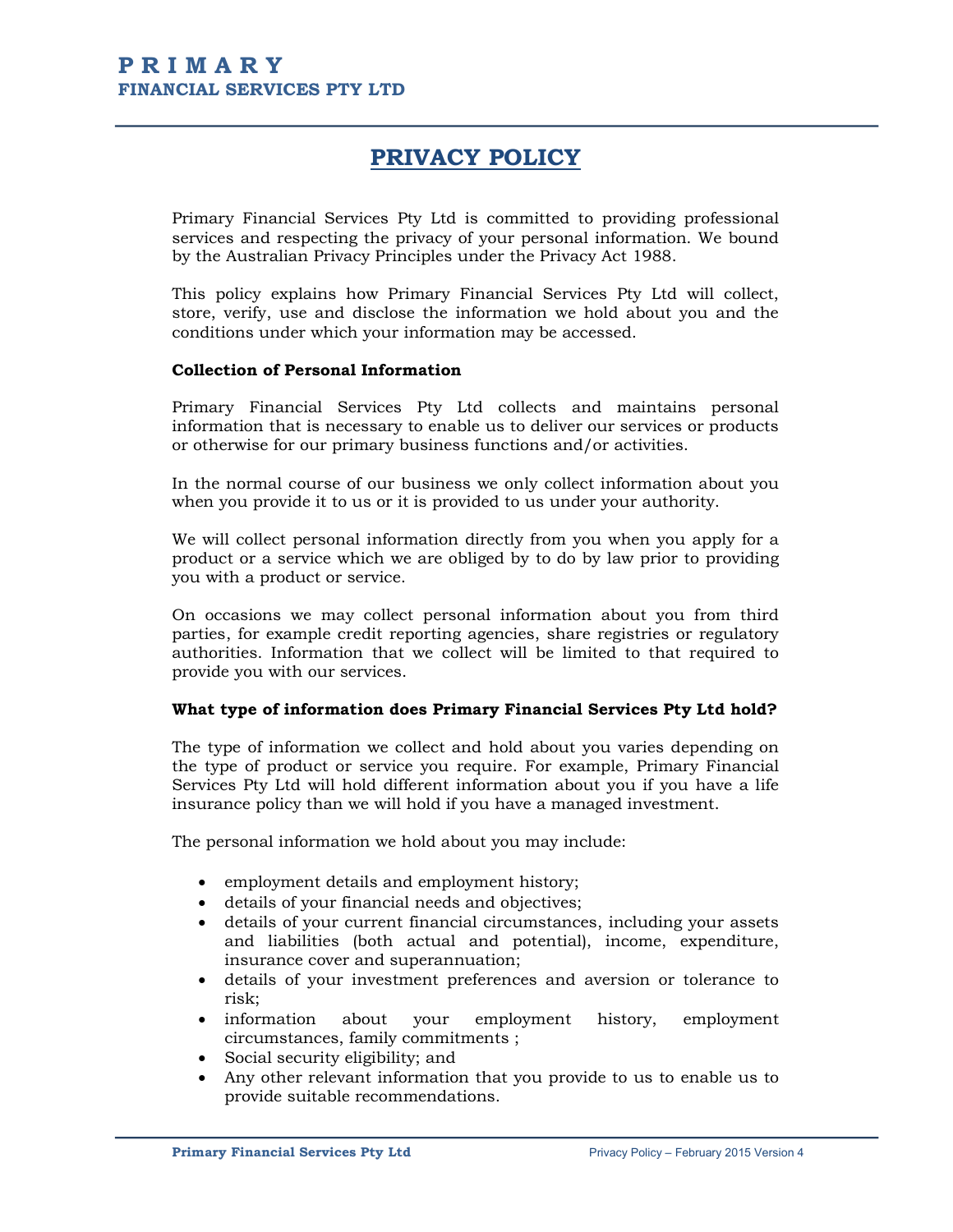# PRIMARY
FINANCIAL SERVICES PTY LTD

## PRIVACY POLICY

Primary Financial Services Pty Ltd is committed to providing professional services and respecting the privacy of your personal information. We bound by the Australian Privacy Principles under the Privacy Act 1988.

This policy explains how Primary Financial Services Pty Ltd will collect, store, verify, use and disclose the information we hold about you and the conditions under which your information may be accessed.

**Collection of Personal Information**

Primary Financial Services Pty Ltd collects and maintains personal information that is necessary to enable us to deliver our services or products or otherwise for our primary business functions and/or activities.

In the normal course of our business we only collect information about you when you provide it to us or it is provided to us under your authority.

We will collect personal information directly from you when you apply for a product or a service which we are obliged by to do by law prior to providing you with a product or service.

On occasions we may collect personal information about you from third parties, for example credit reporting agencies, share registries or regulatory authorities. Information that we collect will be limited to that required to provide you with our services.

**What type of information does Primary Financial Services Pty Ltd hold?**

The type of information we collect and hold about you varies depending on the type of product or service you require. For example, Primary Financial Services Pty Ltd will hold different information about you if you have a life insurance policy than we will hold if you have a managed investment.

The personal information we hold about you may include:

- employment details and employment history;
- details of your financial needs and objectives;
- details of your current financial circumstances, including your assets and liabilities (both actual and potential), income, expenditure, insurance cover and superannuation;
- details of your investment preferences and aversion or tolerance to risk;
- information about your employment history, employment circumstances, family commitments ;
- Social security eligibility; and
- Any other relevant information that you provide to us to enable us to provide suitable recommendations.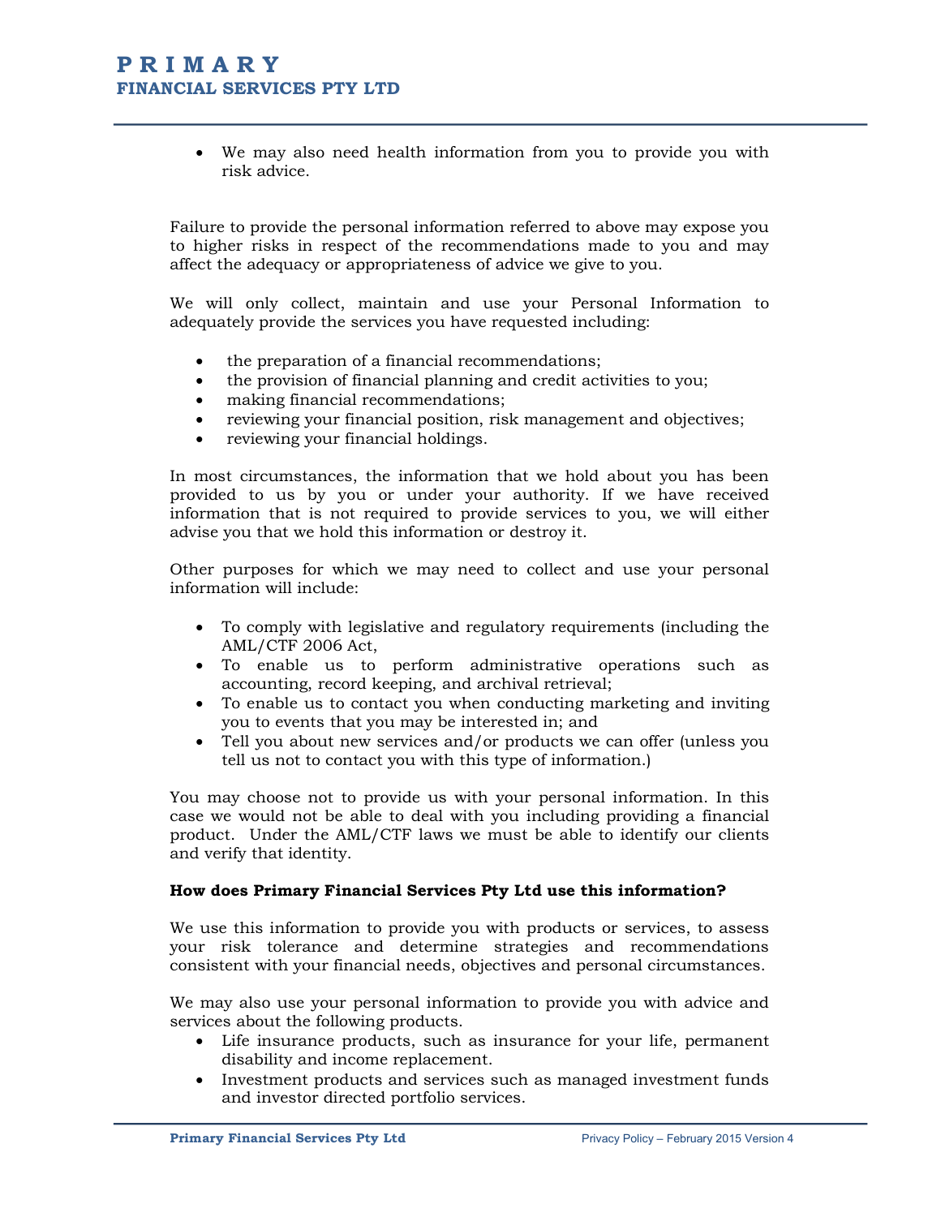- We may also need health information from you to provide you with risk advice.

Failure to provide the personal information referred to above may expose you to higher risks in respect of the recommendations made to you and may affect the adequacy or appropriateness of advice we give to you.

We will only collect, maintain and use your Personal Information to adequately provide the services you have requested including:

- the preparation of a financial recommendations;
- the provision of financial planning and credit activities to you;
- making financial recommendations;
- reviewing your financial position, risk management and objectives;
- reviewing your financial holdings.

In most circumstances, the information that we hold about you has been provided to us by you or under your authority. If we have received information that is not required to provide services to you, we will either advise you that we hold this information or destroy it.

Other purposes for which we may need to collect and use your personal information will include:

- To comply with legislative and regulatory requirements (including the AML/CTF 2006 Act,
- To enable us to perform administrative operations such as accounting, record keeping, and archival retrieval;
- To enable us to contact you when conducting marketing and inviting you to events that you may be interested in; and
- Tell you about new services and/or products we can offer (unless you tell us not to contact you with this type of information.)

You may choose not to provide us with your personal information. In this case we would not be able to deal with you including providing a financial product. Under the AML/CTF laws we must be able to identify our clients and verify that identity.

**How does Primary Financial Services Pty Ltd use this information?**

We use this information to provide you with products or services, to assess your risk tolerance and determine strategies and recommendations consistent with your financial needs, objectives and personal circumstances.

We may also use your personal information to provide you with advice and services about the following products.

- Life insurance products, such as insurance for your life, permanent disability and income replacement.
- Investment products and services such as managed investment funds and investor directed portfolio services.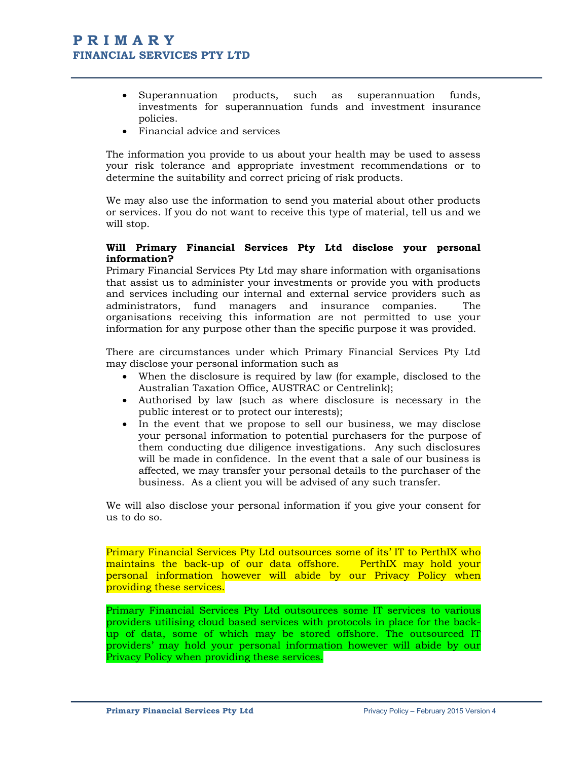- Superannuation products, such as superannuation funds, investments for superannuation funds and investment insurance policies.
- Financial advice and services

The information you provide to us about your health may be used to assess your risk tolerance and appropriate investment recommendations or to determine the suitability and correct pricing of risk products.

We may also use the information to send you material about other products or services. If you do not want to receive this type of material, tell us and we will stop.

**Will Primary Financial Services Pty Ltd disclose your personal information?**

Primary Financial Services Pty Ltd may share information with organisations that assist us to administer your investments or provide you with products and services including our internal and external service providers such as administrators, fund managers and insurance companies. The organisations receiving this information are not permitted to use your information for any purpose other than the specific purpose it was provided.

There are circumstances under which Primary Financial Services Pty Ltd may disclose your personal information such as

- When the disclosure is required by law (for example, disclosed to the Australian Taxation Office, AUSTRAC or Centrelink);
- Authorised by law (such as where disclosure is necessary in the public interest or to protect our interests);
- In the event that we propose to sell our business, we may disclose your personal information to potential purchasers for the purpose of them conducting due diligence investigations. Any such disclosures will be made in confidence. In the event that a sale of our business is affected, we may transfer your personal details to the purchaser of the business. As a client you will be advised of any such transfer.

We will also disclose your personal information if you give your consent for us to do so.

Primary Financial Services Pty Ltd outsources some of its' IT to PerthIX who maintains the back-up of our data offshore. PerthIX may hold your personal information however will abide by our Privacy Policy when providing these services.

Primary Financial Services Pty Ltd outsources some IT services to various providers utilising cloud based services with protocols in place for the back-up of data, some of which may be stored offshore. The outsourced IT providers' may hold your personal information however will abide by our Privacy Policy when providing these services.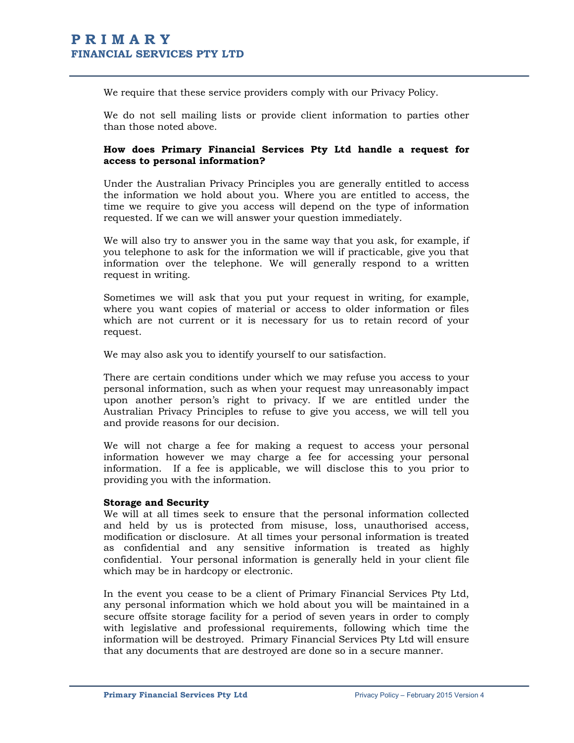We require that these service providers comply with our Privacy Policy.

We do not sell mailing lists or provide client information to parties other than those noted above.

**How does Primary Financial Services Pty Ltd handle a request for access to personal information?**

Under the Australian Privacy Principles you are generally entitled to access the information we hold about you. Where you are entitled to access, the time we require to give you access will depend on the type of information requested. If we can we will answer your question immediately.

We will also try to answer you in the same way that you ask, for example, if you telephone to ask for the information we will if practicable, give you that information over the telephone. We will generally respond to a written request in writing.

Sometimes we will ask that you put your request in writing, for example, where you want copies of material or access to older information or files which are not current or it is necessary for us to retain record of your request.

We may also ask you to identify yourself to our satisfaction.

There are certain conditions under which we may refuse you access to your personal information, such as when your request may unreasonably impact upon another person's right to privacy. If we are entitled under the Australian Privacy Principles to refuse to give you access, we will tell you and provide reasons for our decision.

We will not charge a fee for making a request to access your personal information however we may charge a fee for accessing your personal information. If a fee is applicable, we will disclose this to you prior to providing you with the information.

**Storage and Security**

We will at all times seek to ensure that the personal information collected and held by us is protected from misuse, loss, unauthorised access, modification or disclosure. At all times your personal information is treated as confidential and any sensitive information is treated as highly confidential. Your personal information is generally held in your client file which may be in hardcopy or electronic.

In the event you cease to be a client of Primary Financial Services Pty Ltd, any personal information which we hold about you will be maintained in a secure offsite storage facility for a period of seven years in order to comply with legislative and professional requirements, following which time the information will be destroyed. Primary Financial Services Pty Ltd will ensure that any documents that are destroyed are done so in a secure manner.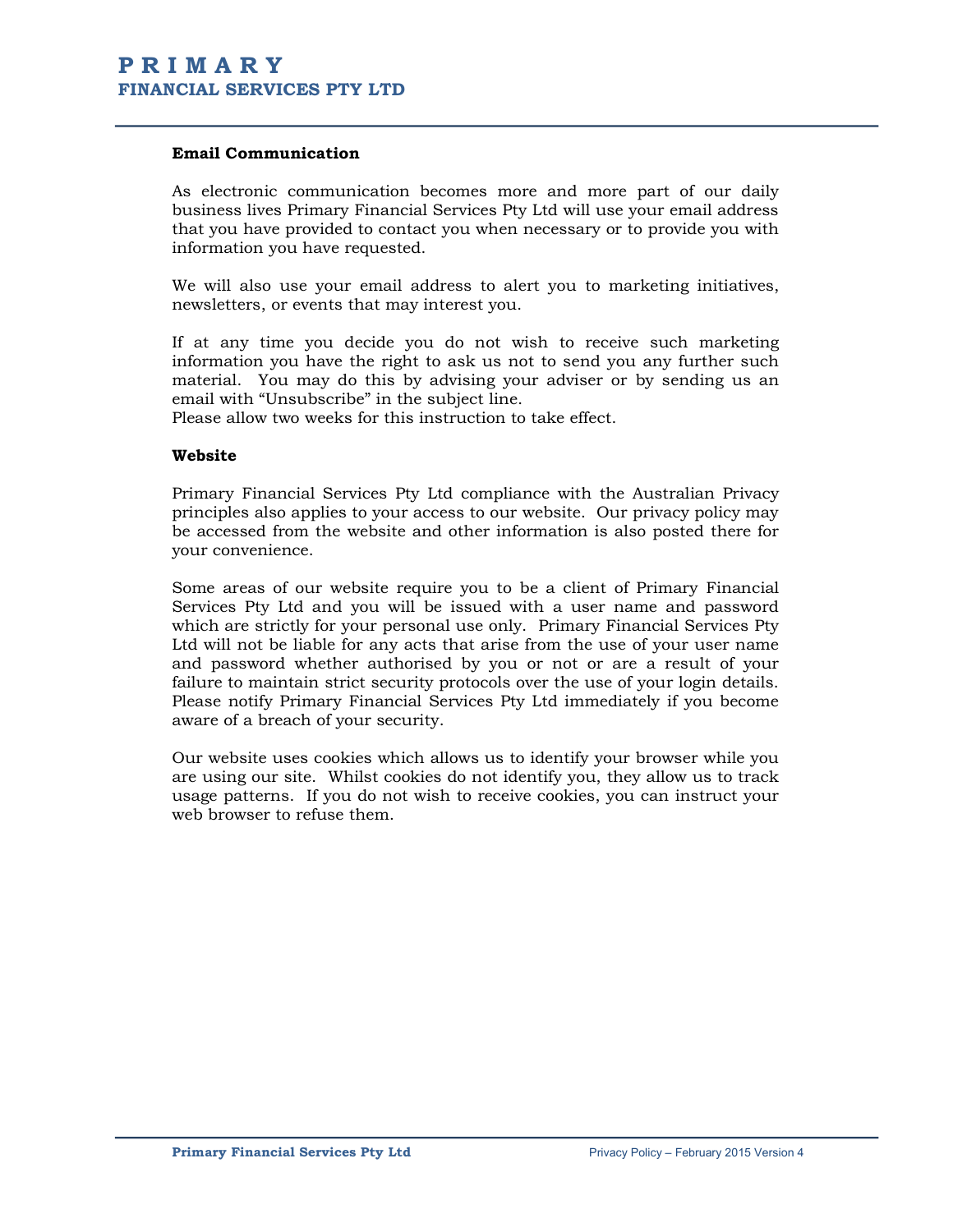## Email Communication

As electronic communication becomes more and more part of our daily business lives Primary Financial Services Pty Ltd will use your email address that you have provided to contact you when necessary or to provide you with information you have requested.

We will also use your email address to alert you to marketing initiatives, newsletters, or events that may interest you.

If at any time you decide you do not wish to receive such marketing information you have the right to ask us not to send you any further such material. You may do this by advising your adviser or by sending us an email with "Unsubscribe" in the subject line.
Please allow two weeks for this instruction to take effect.

## Website

Primary Financial Services Pty Ltd compliance with the Australian Privacy principles also applies to your access to our website. Our privacy policy may be accessed from the website and other information is also posted there for your convenience.

Some areas of our website require you to be a client of Primary Financial Services Pty Ltd and you will be issued with a user name and password which are strictly for your personal use only. Primary Financial Services Pty Ltd will not be liable for any acts that arise from the use of your user name and password whether authorised by you or not or are a result of your failure to maintain strict security protocols over the use of your login details. Please notify Primary Financial Services Pty Ltd immediately if you become aware of a breach of your security.

Our website uses cookies which allows us to identify your browser while you are using our site. Whilst cookies do not identify you, they allow us to track usage patterns. If you do not wish to receive cookies, you can instruct your web browser to refuse them.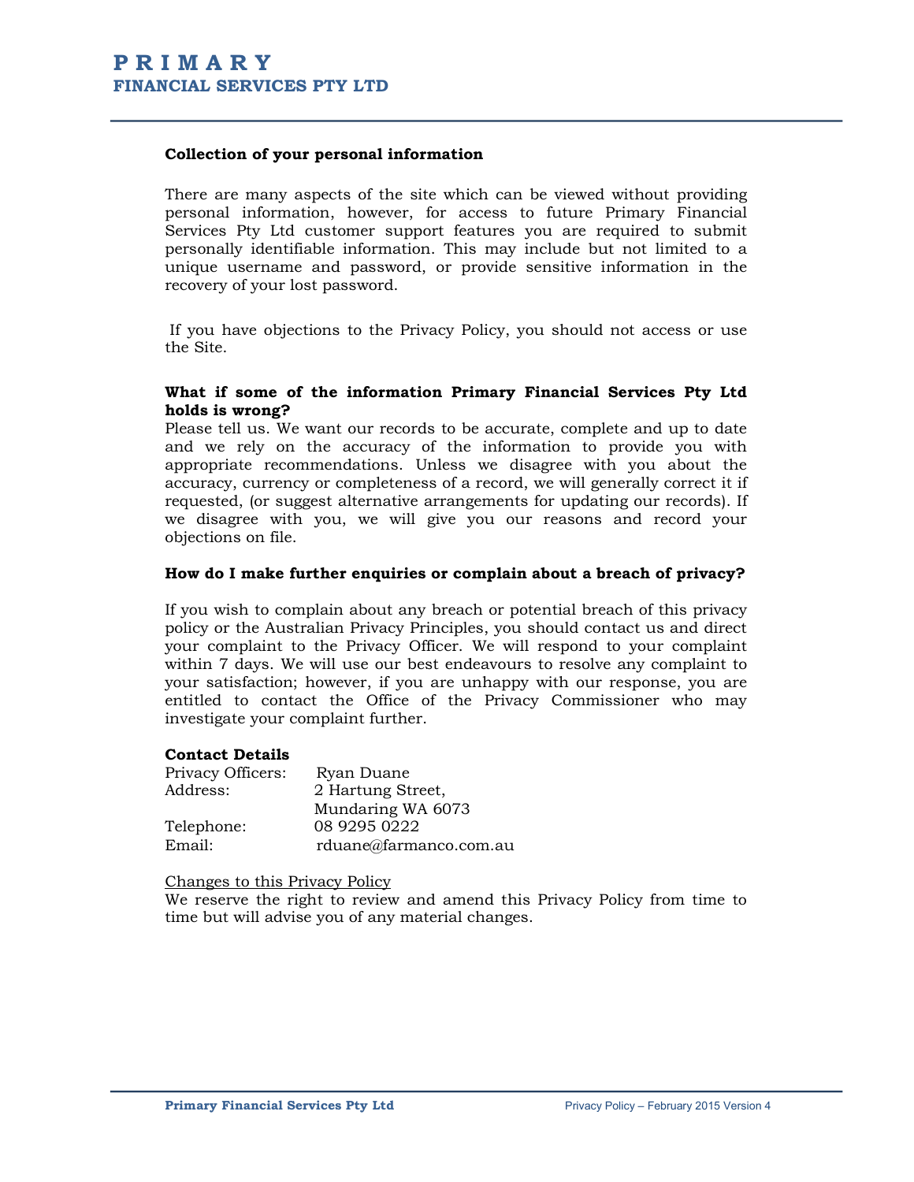### Collection of your personal information

There are many aspects of the site which can be viewed without providing personal information, however, for access to future Primary Financial Services Pty Ltd customer support features you are required to submit personally identifiable information. This may include but not limited to a unique username and password, or provide sensitive information in the recovery of your lost password.

If you have objections to the Privacy Policy, you should not access or use the Site.

### What if some of the information Primary Financial Services Pty Ltd holds is wrong?

Please tell us. We want our records to be accurate, complete and up to date and we rely on the accuracy of the information to provide you with appropriate recommendations. Unless we disagree with you about the accuracy, currency or completeness of a record, we will generally correct it if requested, (or suggest alternative arrangements for updating our records). If we disagree with you, we will give you our reasons and record your objections on file.

### How do I make further enquiries or complain about a breach of privacy?

If you wish to complain about any breach or potential breach of this privacy policy or the Australian Privacy Principles, you should contact us and direct your complaint to the Privacy Officer. We will respond to your complaint within 7 days. We will use our best endeavours to resolve any complaint to your satisfaction; however, if you are unhappy with our response, you are entitled to contact the Office of the Privacy Commissioner who may investigate your complaint further.

### Contact Details

| | |
|---|---|
| Privacy Officers: | Ryan Duane |
| Address: | 2 Hartung Street, Mundaring WA 6073 |
| Telephone: | 08 9295 0222 |
| Email: | rduane@farmanco.com.au |

Changes to this Privacy Policy

We reserve the right to review and amend this Privacy Policy from time to time but will advise you of any material changes.